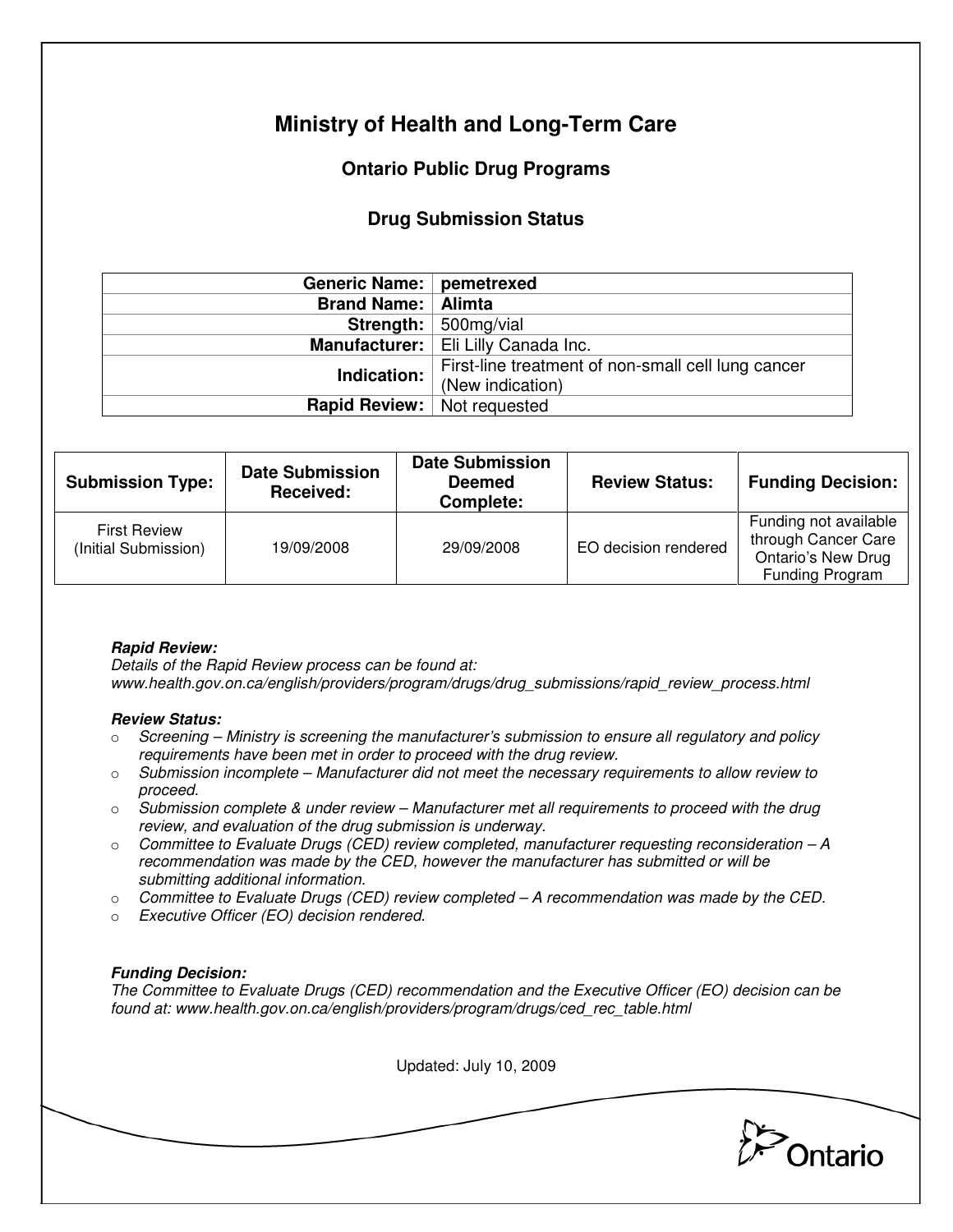# Ministry of Health and Long-Term Care

## Ontario Public Drug Programs

### Drug Submission Status

| | |
|---:|---|
| **Generic Name:** | **pemetrexed** |
| **Brand Name:** | **Alimta** |
| **Strength:** | 500mg/vial |
| **Manufacturer:** | Eli Lilly Canada Inc. |
| **Indication:** | First-line treatment of non-small cell lung cancer (New indication) |
| **Rapid Review:** | Not requested |

| Submission Type: | Date Submission Received: | Date Submission Deemed Complete: | Review Status: | Funding Decision: |
|---|---|---|---|---|
| First Review (Initial Submission) | 19/09/2008 | 29/09/2008 | EO decision rendered | Funding not available through Cancer Care Ontario's New Drug Funding Program |

***Rapid Review:***
*Details of the Rapid Review process can be found at:*
*www.health.gov.on.ca/english/providers/program/drugs/drug_submissions/rapid_review_process.html*

***Review Status:***

- *Screening – Ministry is screening the manufacturer's submission to ensure all regulatory and policy requirements have been met in order to proceed with the drug review.*
- *Submission incomplete – Manufacturer did not meet the necessary requirements to allow review to proceed.*
- *Submission complete & under review – Manufacturer met all requirements to proceed with the drug review, and evaluation of the drug submission is underway.*
- *Committee to Evaluate Drugs (CED) review completed, manufacturer requesting reconsideration – A recommendation was made by the CED, however the manufacturer has submitted or will be submitting additional information.*
- *Committee to Evaluate Drugs (CED) review completed – A recommendation was made by the CED.*
- *Executive Officer (EO) decision rendered.*

***Funding Decision:***
*The Committee to Evaluate Drugs (CED) recommendation and the Executive Officer (EO) decision can be found at: www.health.gov.on.ca/english/providers/program/drugs/ced_rec_table.html*

Updated: July 10, 2009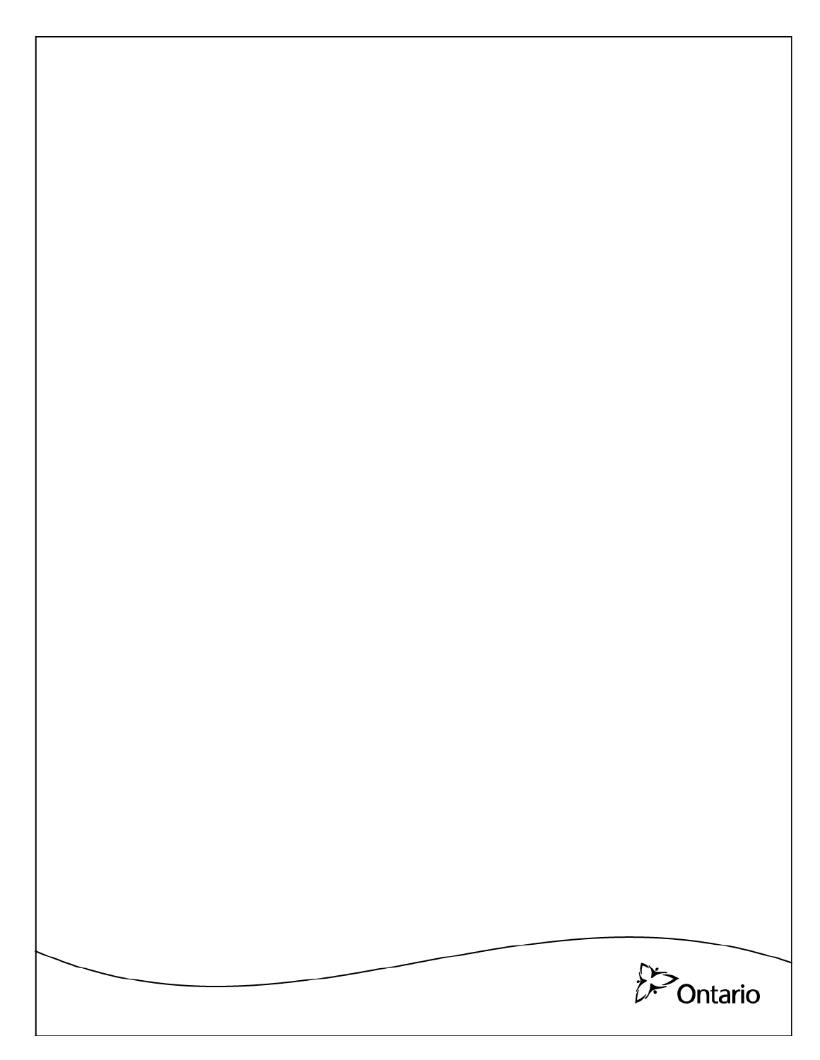Ontario